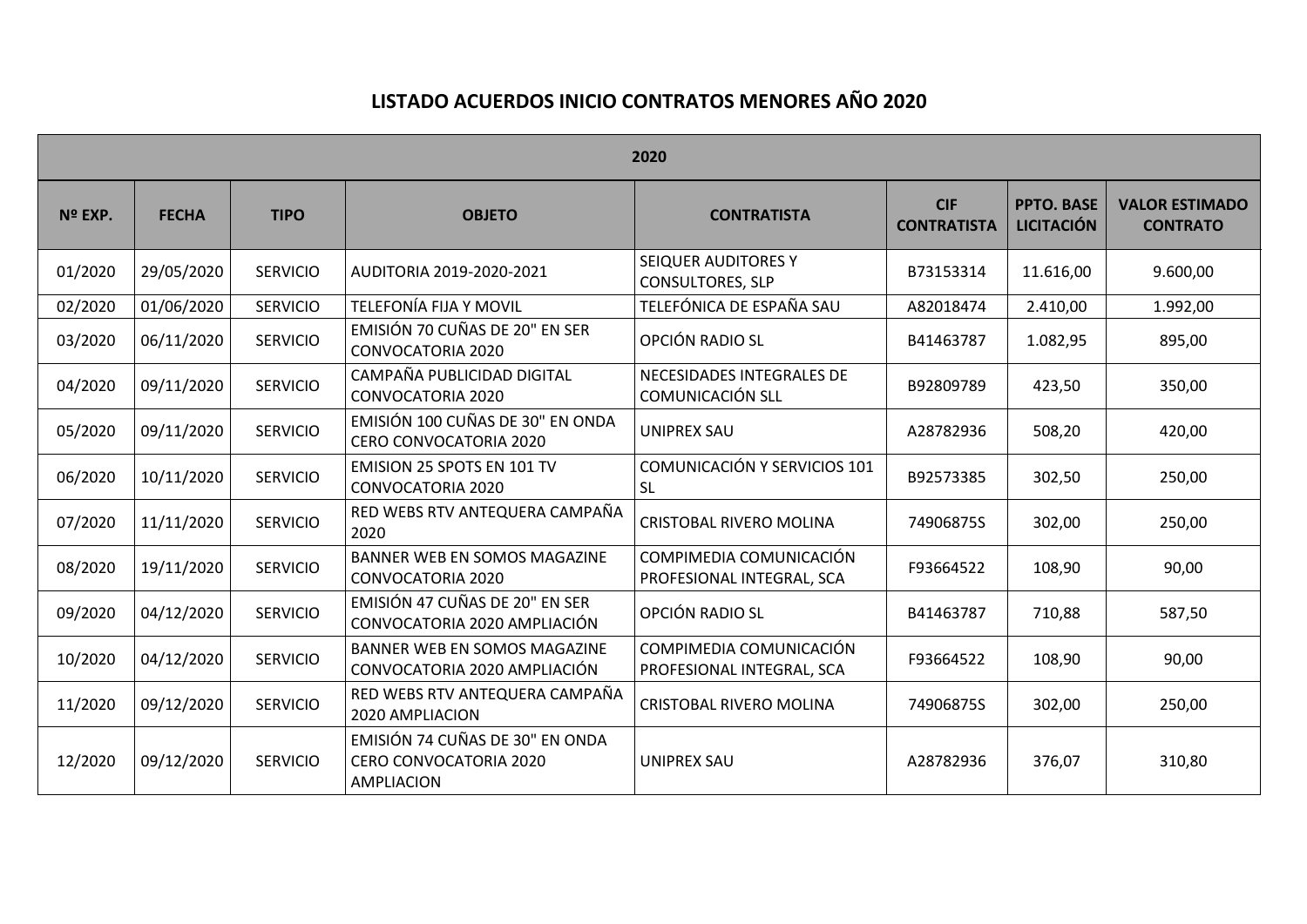# LISTADO ACUERDOS INICIO CONTRATOS MENORES AÑO 2020

| 2020 | | | | | | | |
|---|---|---|---|---|---|---|---|
| **Nº EXP.** | **FECHA** | **TIPO** | **OBJETO** | **CONTRATISTA** | **CIF CONTRATISTA** | **PPTO. BASE LICITACIÓN** | **VALOR ESTIMADO CONTRATO** |
| 01/2020 | 29/05/2020 | SERVICIO | AUDITORIA 2019-2020-2021 | SEIQUER AUDITORES Y CONSULTORES, SLP | B73153314 | 11.616,00 | 9.600,00 |
| 02/2020 | 01/06/2020 | SERVICIO | TELEFONÍA FIJA Y MOVIL | TELEFÓNICA DE ESPAÑA SAU | A82018474 | 2.410,00 | 1.992,00 |
| 03/2020 | 06/11/2020 | SERVICIO | EMISIÓN 70 CUÑAS DE 20" EN SER CONVOCATORIA 2020 | OPCIÓN RADIO SL | B41463787 | 1.082,95 | 895,00 |
| 04/2020 | 09/11/2020 | SERVICIO | CAMPAÑA PUBLICIDAD DIGITAL CONVOCATORIA 2020 | NECESIDADES INTEGRALES DE COMUNICACIÓN SLL | B92809789 | 423,50 | 350,00 |
| 05/2020 | 09/11/2020 | SERVICIO | EMISIÓN 100 CUÑAS DE 30" EN ONDA CERO CONVOCATORIA 2020 | UNIPREX SAU | A28782936 | 508,20 | 420,00 |
| 06/2020 | 10/11/2020 | SERVICIO | EMISION 25 SPOTS EN 101 TV CONVOCATORIA 2020 | COMUNICACIÓN Y SERVICIOS 101 SL | B92573385 | 302,50 | 250,00 |
| 07/2020 | 11/11/2020 | SERVICIO | RED WEBS RTV ANTEQUERA CAMPAÑA 2020 | CRISTOBAL RIVERO MOLINA | 74906875S | 302,00 | 250,00 |
| 08/2020 | 19/11/2020 | SERVICIO | BANNER WEB EN SOMOS MAGAZINE CONVOCATORIA 2020 | COMPIMEDIA COMUNICACIÓN PROFESIONAL INTEGRAL, SCA | F93664522 | 108,90 | 90,00 |
| 09/2020 | 04/12/2020 | SERVICIO | EMISIÓN 47 CUÑAS DE 20" EN SER CONVOCATORIA 2020 AMPLIACIÓN | OPCIÓN RADIO SL | B41463787 | 710,88 | 587,50 |
| 10/2020 | 04/12/2020 | SERVICIO | BANNER WEB EN SOMOS MAGAZINE CONVOCATORIA 2020 AMPLIACIÓN | COMPIMEDIA COMUNICACIÓN PROFESIONAL INTEGRAL, SCA | F93664522 | 108,90 | 90,00 |
| 11/2020 | 09/12/2020 | SERVICIO | RED WEBS RTV ANTEQUERA CAMPAÑA 2020 AMPLIACION | CRISTOBAL RIVERO MOLINA | 74906875S | 302,00 | 250,00 |
| 12/2020 | 09/12/2020 | SERVICIO | EMISIÓN 74 CUÑAS DE 30" EN ONDA CERO CONVOCATORIA 2020 AMPLIACION | UNIPREX SAU | A28782936 | 376,07 | 310,80 |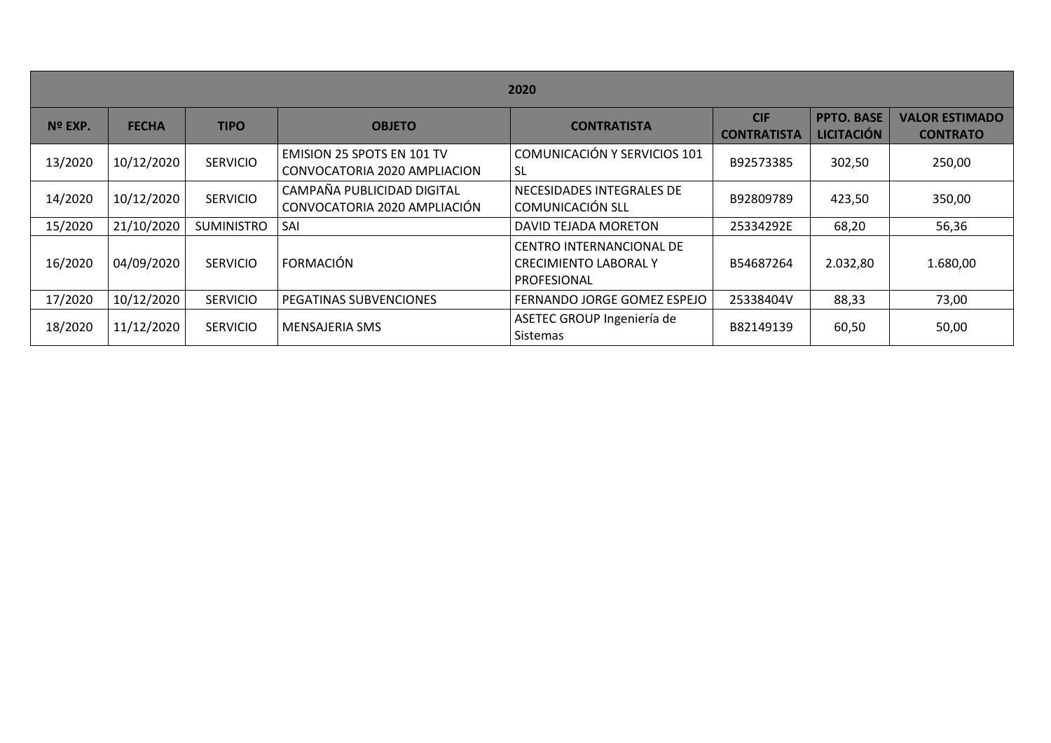| 2020 | | | | | | | |
|---|---|---|---|---|---|---|---|
| **Nº EXP.** | **FECHA** | **TIPO** | **OBJETO** | **CONTRATISTA** | **CIF CONTRATISTA** | **PPTO. BASE LICITACIÓN** | **VALOR ESTIMADO CONTRATO** |
| 13/2020 | 10/12/2020 | SERVICIO | EMISION 25 SPOTS EN 101 TV CONVOCATORIA 2020 AMPLIACION | COMUNICACIÓN Y SERVICIOS 101 SL | B92573385 | 302,50 | 250,00 |
| 14/2020 | 10/12/2020 | SERVICIO | CAMPAÑA PUBLICIDAD DIGITAL CONVOCATORIA 2020 AMPLIACIÓN | NECESIDADES INTEGRALES DE COMUNICACIÓN SLL | B92809789 | 423,50 | 350,00 |
| 15/2020 | 21/10/2020 | SUMINISTRO | SAI | DAVID TEJADA MORETON | 25334292E | 68,20 | 56,36 |
| 16/2020 | 04/09/2020 | SERVICIO | FORMACIÓN | CENTRO INTERNANCIONAL DE CRECIMIENTO LABORAL Y PROFESIONAL | B54687264 | 2.032,80 | 1.680,00 |
| 17/2020 | 10/12/2020 | SERVICIO | PEGATINAS SUBVENCIONES | FERNANDO JORGE GOMEZ ESPEJO | 25338404V | 88,33 | 73,00 |
| 18/2020 | 11/12/2020 | SERVICIO | MENSAJERIA SMS | ASETEC GROUP Ingeniería de Sistemas | B82149139 | 60,50 | 50,00 |